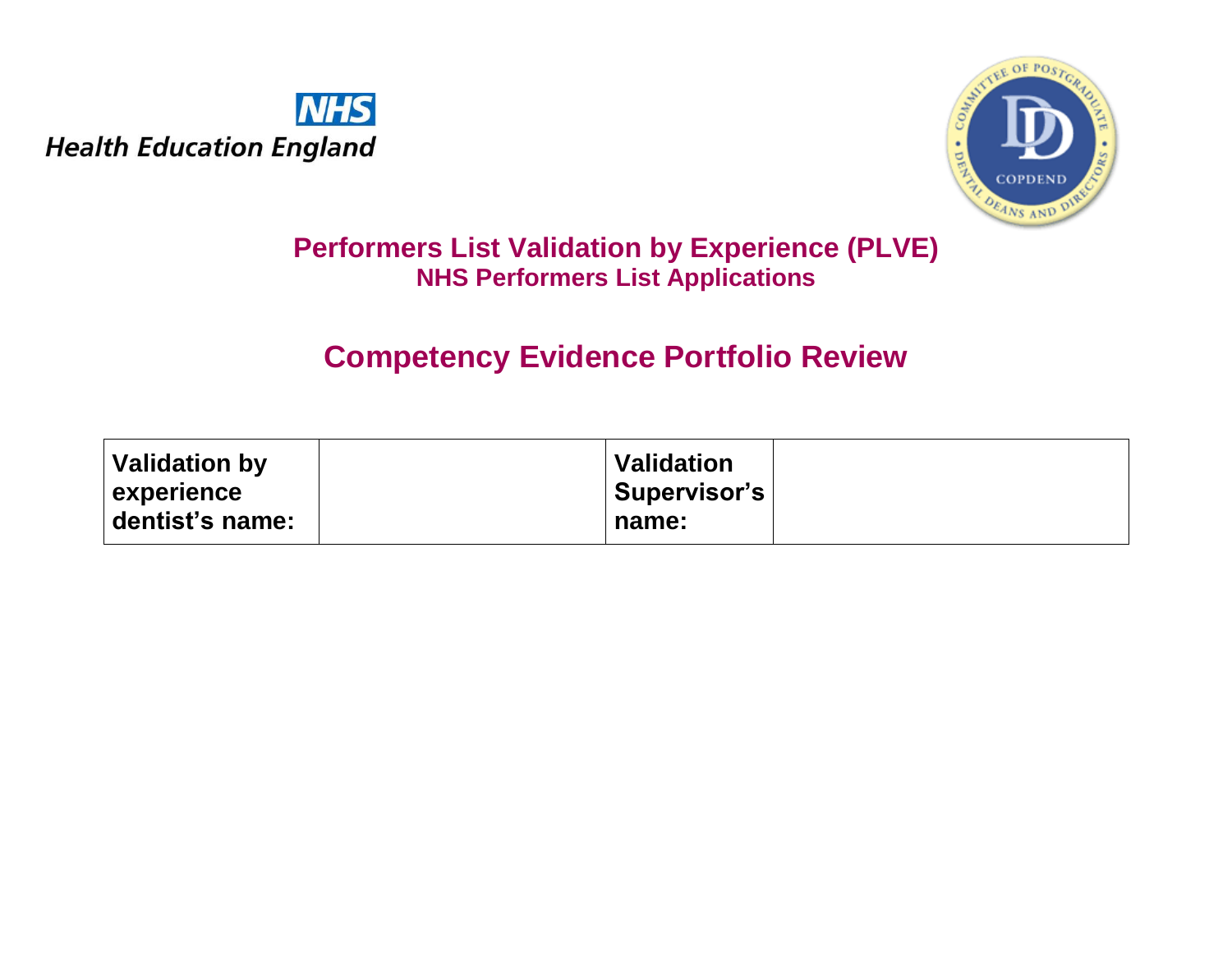NHS
Health Education England

COMMITTEE OF POSTGRADUATE DENTAL DEANS AND DIRECTORS
COPDEND

# Performers List Validation by Experience (PLVE)

## NHS Performers List Applications

# Competency Evidence Portfolio Review

| **Validation by experience dentist's name:** | | **Validation Supervisor's name:** | |
|---|---|---|---|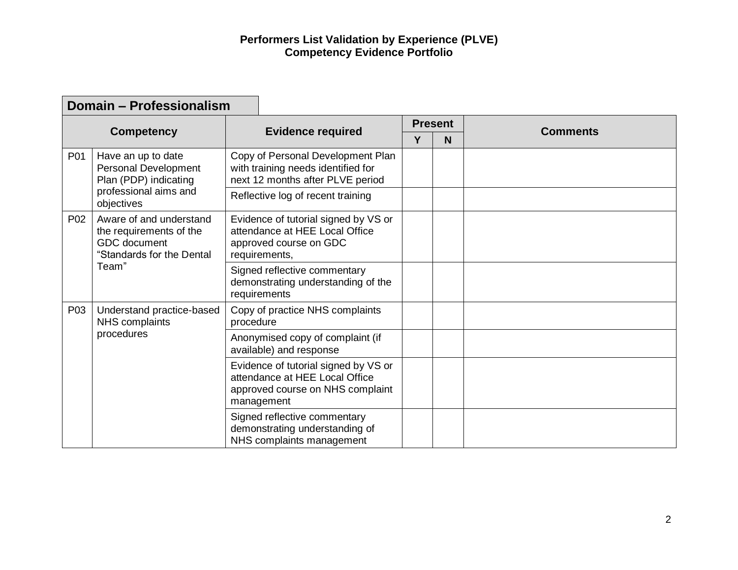**Performers List Validation by Experience (PLVE)**
**Competency Evidence Portfolio**

## Domain – Professionalism

| Competency | | Evidence required | Present | | Comments |
|---|---|---|---|---|---|
| | | | Y | N | |
| P01 | Have an up to date Personal Development Plan (PDP) indicating professional aims and objectives | Copy of Personal Development Plan with training needs identified for next 12 months after PLVE period | | | |
| | | Reflective log of recent training | | | |
| P02 | Aware of and understand the requirements of the GDC document "Standards for the Dental Team" | Evidence of tutorial signed by VS or attendance at HEE Local Office approved course on GDC requirements, | | | |
| | | Signed reflective commentary demonstrating understanding of the requirements | | | |
| P03 | Understand practice-based NHS complaints procedures | Copy of practice NHS complaints procedure | | | |
| | | Anonymised copy of complaint (if available) and response | | | |
| | | Evidence of tutorial signed by VS or attendance at HEE Local Office approved course on NHS complaint management | | | |
| | | Signed reflective commentary demonstrating understanding of NHS complaints management | | | |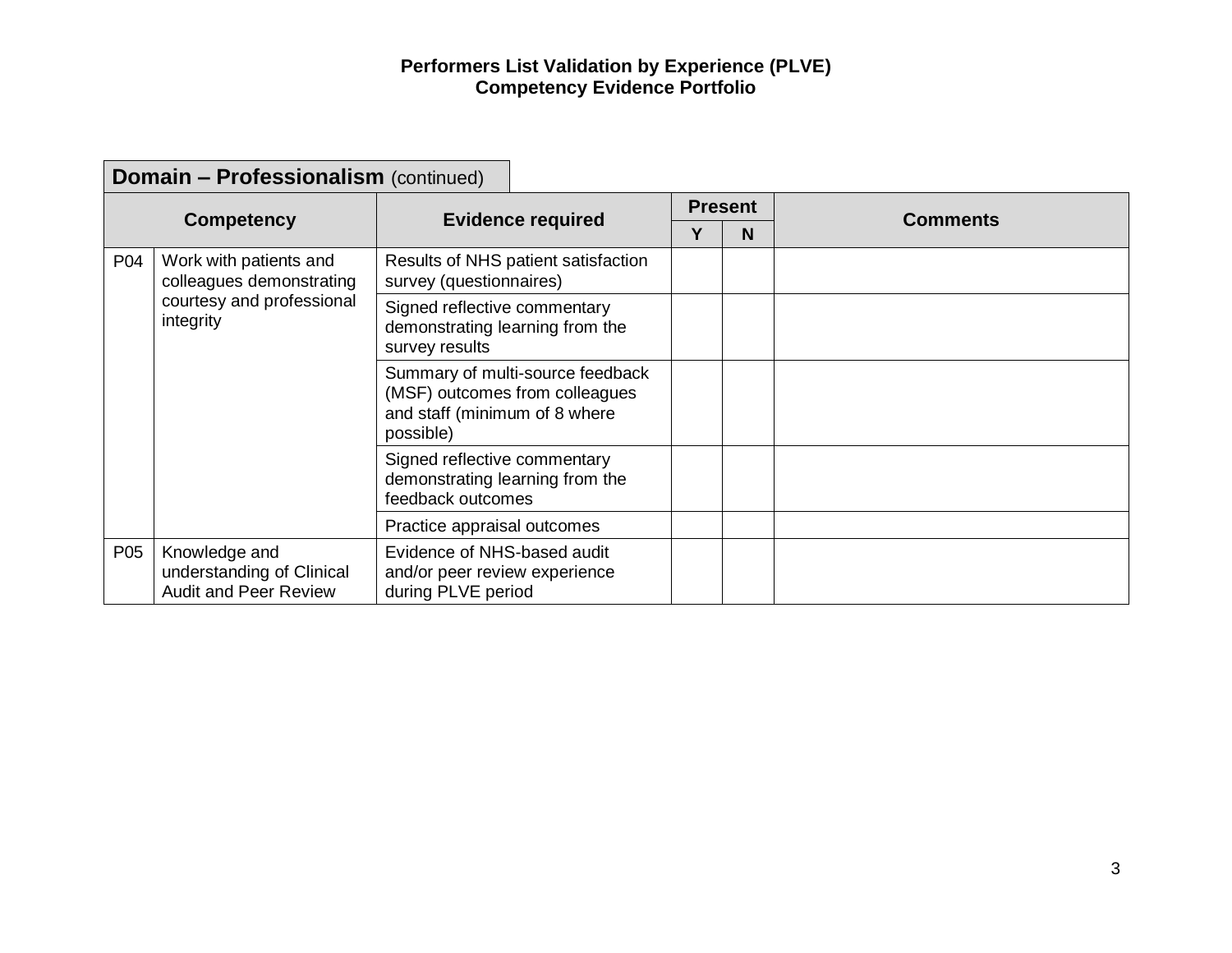**Performers List Validation by Experience (PLVE)**
**Competency Evidence Portfolio**

## Domain – Professionalism (continued)

| Competency | | Evidence required | Present | | Comments |
|---|---|---|---|---|---|
| | | | Y | N | |
| P04 | Work with patients and colleagues demonstrating courtesy and professional integrity | Results of NHS patient satisfaction survey (questionnaires) | | | |
| | | Signed reflective commentary demonstrating learning from the survey results | | | |
| | | Summary of multi-source feedback (MSF) outcomes from colleagues and staff (minimum of 8 where possible) | | | |
| | | Signed reflective commentary demonstrating learning from the feedback outcomes | | | |
| | | Practice appraisal outcomes | | | |
| P05 | Knowledge and understanding of Clinical Audit and Peer Review | Evidence of NHS-based audit and/or peer review experience during PLVE period | | | |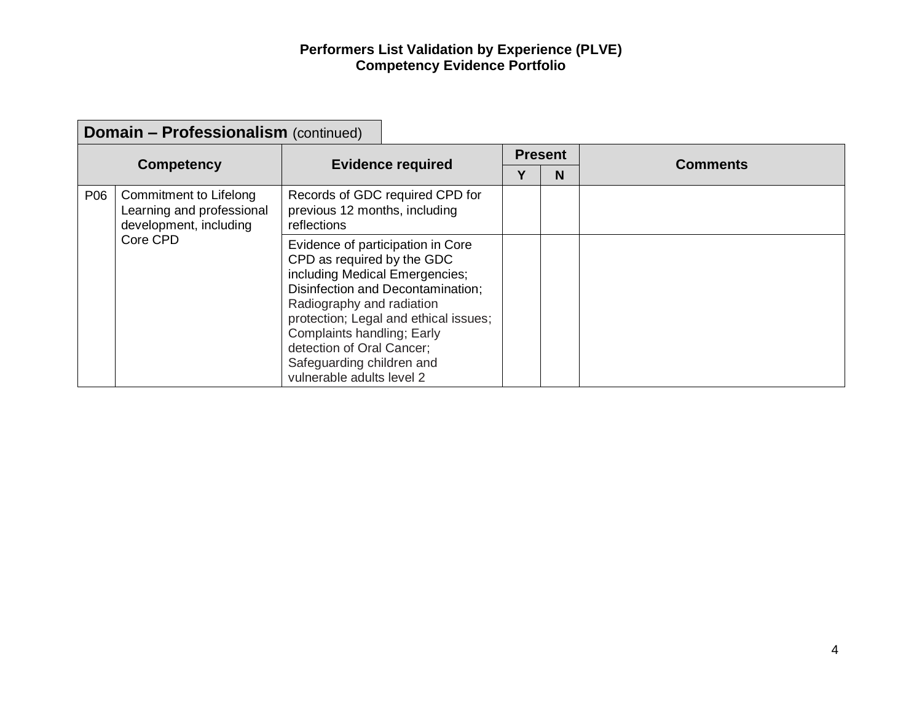**Performers List Validation by Experience (PLVE)**
**Competency Evidence Portfolio**

| **Domain – Professionalism** (continued) | | | | | |
|---|---|---|---|---|---|
| **Competency** | | **Evidence required** | **Present** | | **Comments** |
| | | | **Y** | **N** | |
| P06 | Commitment to Lifelong Learning and professional development, including Core CPD | Records of GDC required CPD for previous 12 months, including reflections | | | |
| | | Evidence of participation in Core CPD as required by the GDC including Medical Emergencies; Disinfection and Decontamination; Radiography and radiation protection; Legal and ethical issues; Complaints handling; Early detection of Oral Cancer; Safeguarding children and vulnerable adults level 2 | | | |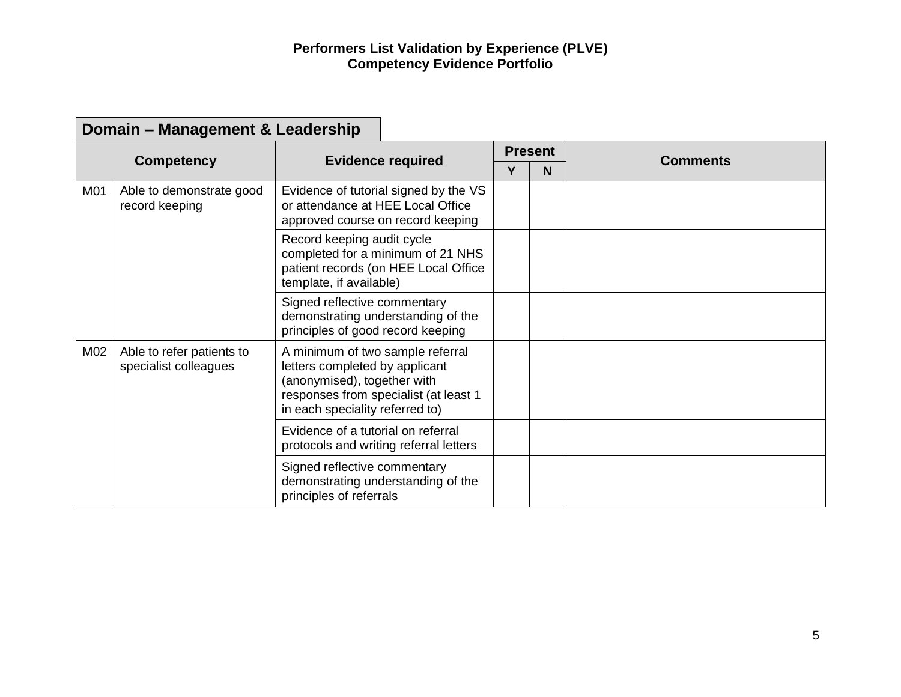**Performers List Validation by Experience (PLVE)**
**Competency Evidence Portfolio**

## Domain – Management & Leadership

| Competency | | Evidence required | Present | | Comments |
|---|---|---|---|---|---|
| | | | Y | N | |
| M01 | Able to demonstrate good record keeping | Evidence of tutorial signed by the VS or attendance at HEE Local Office approved course on record keeping | | | |
| | | Record keeping audit cycle completed for a minimum of 21 NHS patient records (on HEE Local Office template, if available) | | | |
| | | Signed reflective commentary demonstrating understanding of the principles of good record keeping | | | |
| M02 | Able to refer patients to specialist colleagues | A minimum of two sample referral letters completed by applicant (anonymised), together with responses from specialist (at least 1 in each speciality referred to) | | | |
| | | Evidence of a tutorial on referral protocols and writing referral letters | | | |
| | | Signed reflective commentary demonstrating understanding of the principles of referrals | | | |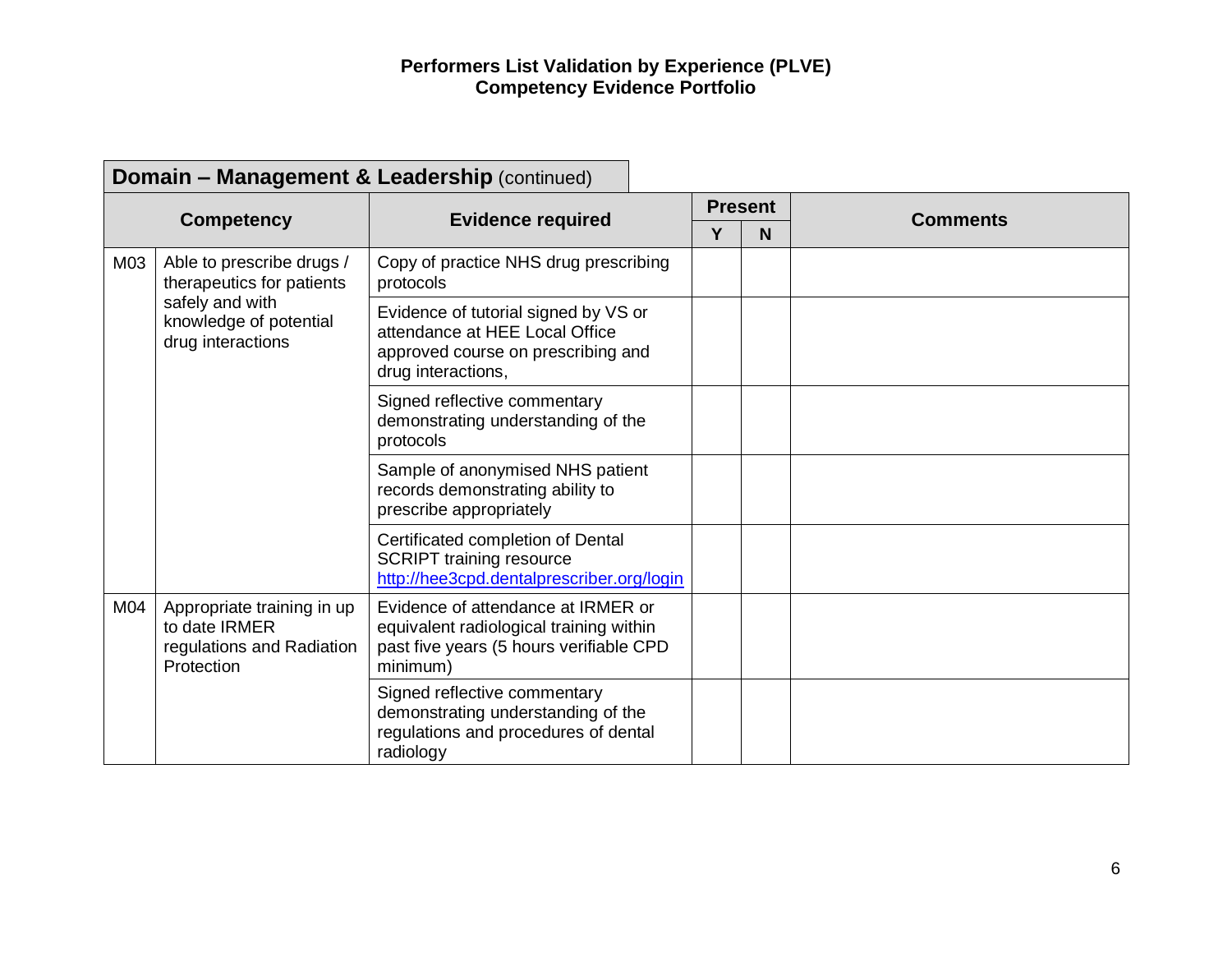# Performers List Validation by Experience (PLVE)
## Competency Evidence Portfolio

**Domain – Management & Leadership** (continued)

| Competency | | Evidence required | Present | | Comments |
|---|---|---|---|---|---|
| | | | Y | N | |
| M03 | Able to prescribe drugs / therapeutics for patients safely and with knowledge of potential drug interactions | Copy of practice NHS drug prescribing protocols | | | |
| | | Evidence of tutorial signed by VS or attendance at HEE Local Office approved course on prescribing and drug interactions, | | | |
| | | Signed reflective commentary demonstrating understanding of the protocols | | | |
| | | Sample of anonymised NHS patient records demonstrating ability to prescribe appropriately | | | |
| | | Certificated completion of Dental SCRIPT training resource http://hee3cpd.dentalprescriber.org/login | | | |
| M04 | Appropriate training in up to date IRMER regulations and Radiation Protection | Evidence of attendance at IRMER or equivalent radiological training within past five years (5 hours verifiable CPD minimum) | | | |
| | | Signed reflective commentary demonstrating understanding of the regulations and procedures of dental radiology | | | |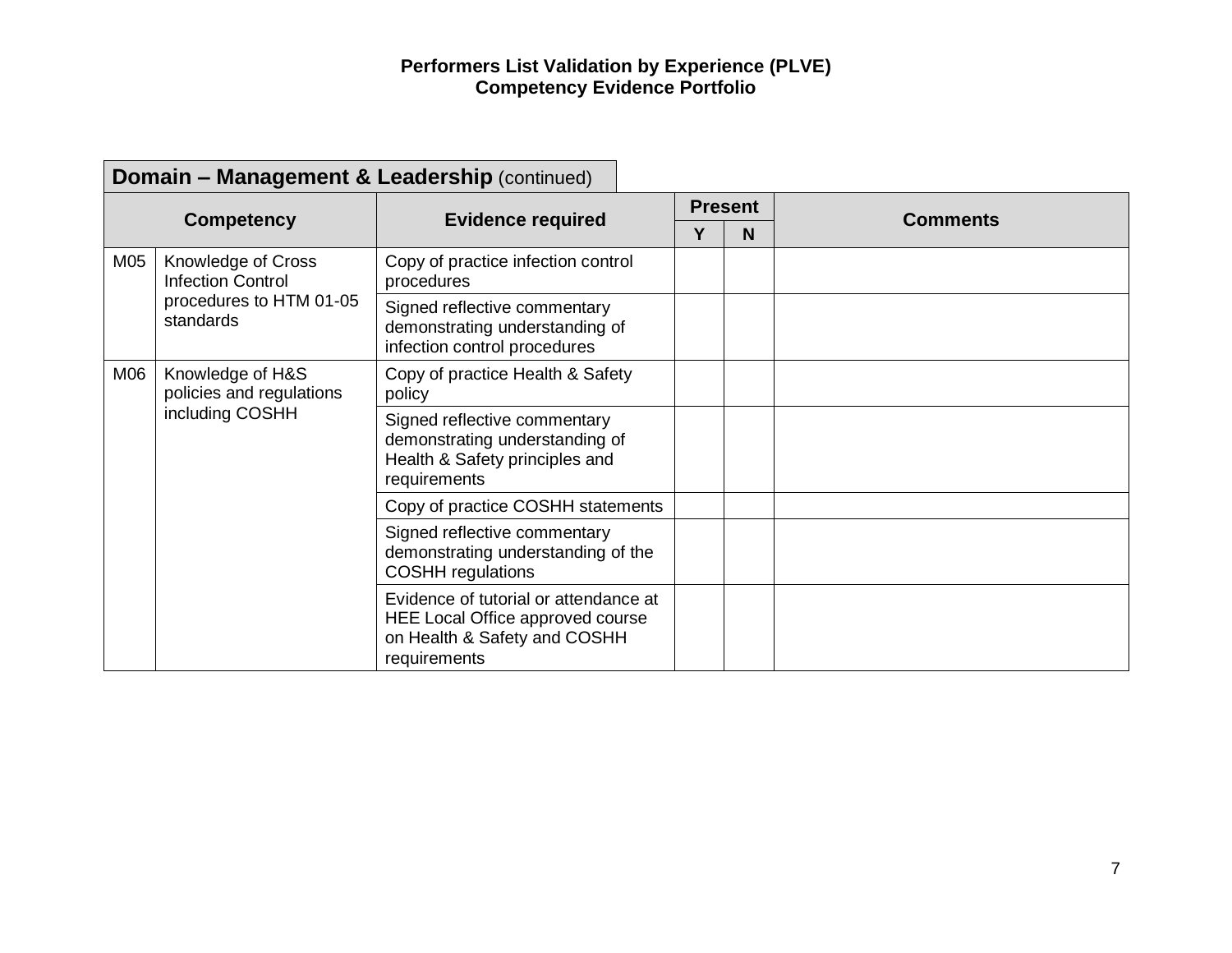**Performers List Validation by Experience (PLVE)**
**Competency Evidence Portfolio**

| **Domain – Management & Leadership** (continued) | | | | | |
|---|---|---|---|---|---|
| **Competency** | | **Evidence required** | **Present** | | **Comments** |
| | | | **Y** | **N** | |
| M05 | Knowledge of Cross Infection Control procedures to HTM 01-05 standards | Copy of practice infection control procedures | | | |
| | | Signed reflective commentary demonstrating understanding of infection control procedures | | | |
| M06 | Knowledge of H&S policies and regulations including COSHH | Copy of practice Health & Safety policy | | | |
| | | Signed reflective commentary demonstrating understanding of Health & Safety principles and requirements | | | |
| | | Copy of practice COSHH statements | | | |
| | | Signed reflective commentary demonstrating understanding of the COSHH regulations | | | |
| | | Evidence of tutorial or attendance at HEE Local Office approved course on Health & Safety and COSHH requirements | | | |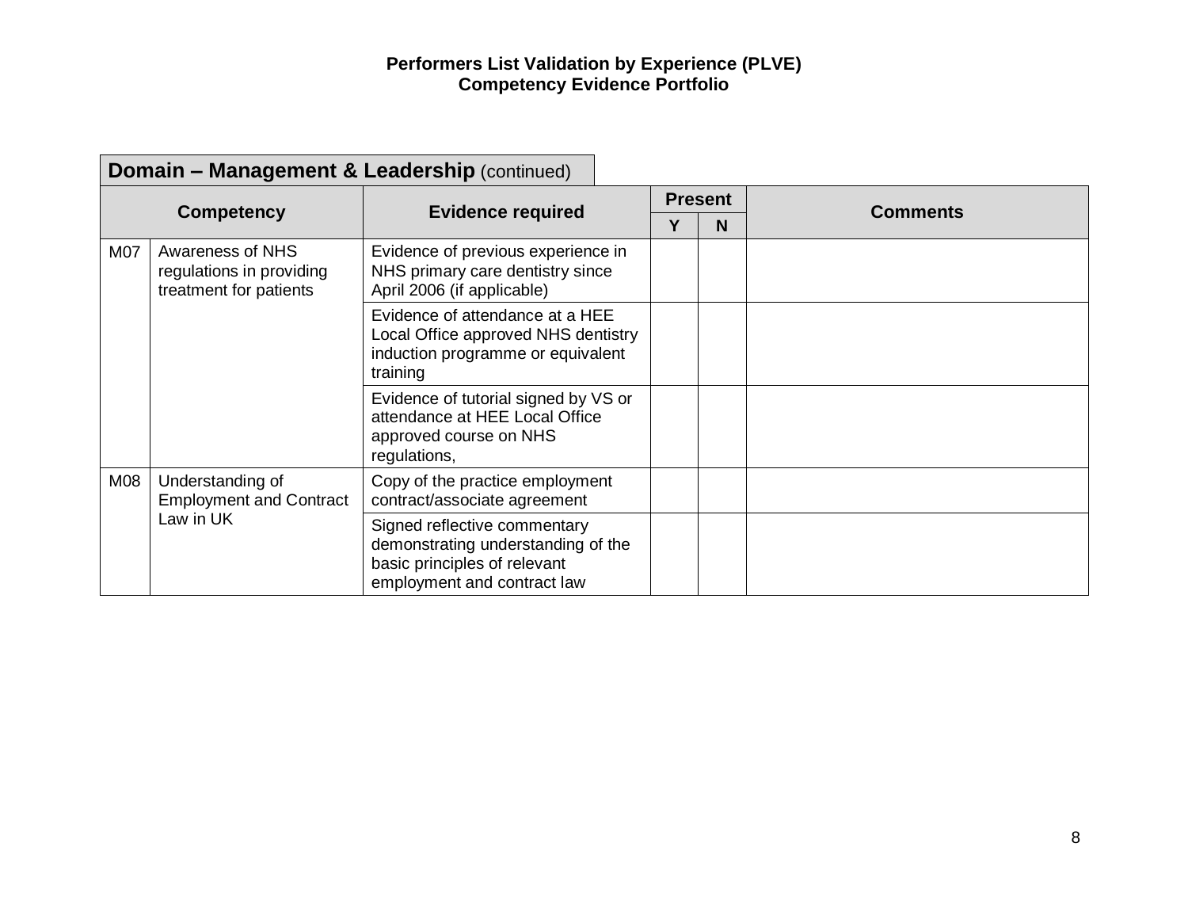**Performers List Validation by Experience (PLVE)**
**Competency Evidence Portfolio**

| **Domain – Management & Leadership** (continued) | | | | | |
|---|---|---|---|---|---|
| **Competency** | | **Evidence required** | **Present** | | **Comments** |
| | | | **Y** | **N** | |
| M07 | Awareness of NHS regulations in providing treatment for patients | Evidence of previous experience in NHS primary care dentistry since April 2006 (if applicable) | | | |
| | | Evidence of attendance at a HEE Local Office approved NHS dentistry induction programme or equivalent training | | | |
| | | Evidence of tutorial signed by VS or attendance at HEE Local Office approved course on NHS regulations, | | | |
| M08 | Understanding of Employment and Contract Law in UK | Copy of the practice employment contract/associate agreement | | | |
| | | Signed reflective commentary demonstrating understanding of the basic principles of relevant employment and contract law | | | |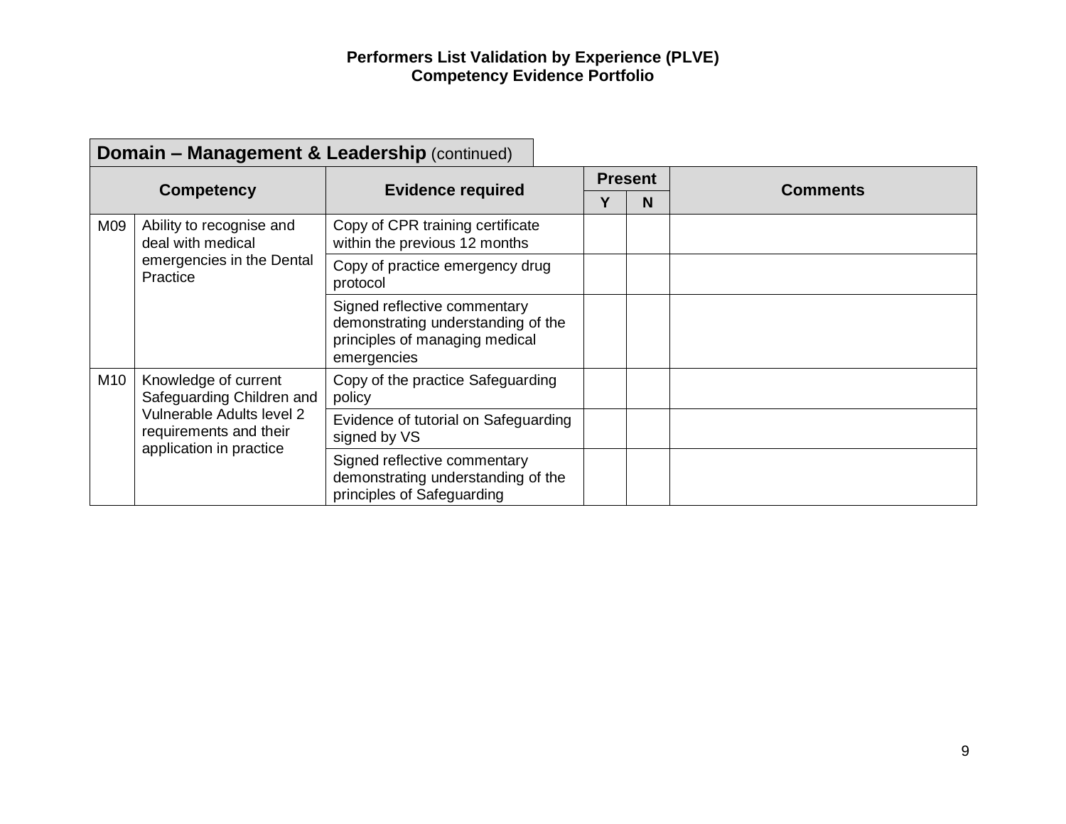**Performers List Validation by Experience (PLVE)**
**Competency Evidence Portfolio**

**Domain – Management & Leadership** (continued)

| Competency | | Evidence required | Present | | Comments |
|---|---|---|---|---|---|
| | | | Y | N | |
| M09 | Ability to recognise and deal with medical emergencies in the Dental Practice | Copy of CPR training certificate within the previous 12 months | | | |
| | | Copy of practice emergency drug protocol | | | |
| | | Signed reflective commentary demonstrating understanding of the principles of managing medical emergencies | | | |
| M10 | Knowledge of current Safeguarding Children and Vulnerable Adults level 2 requirements and their application in practice | Copy of the practice Safeguarding policy | | | |
| | | Evidence of tutorial on Safeguarding signed by VS | | | |
| | | Signed reflective commentary demonstrating understanding of the principles of Safeguarding | | | |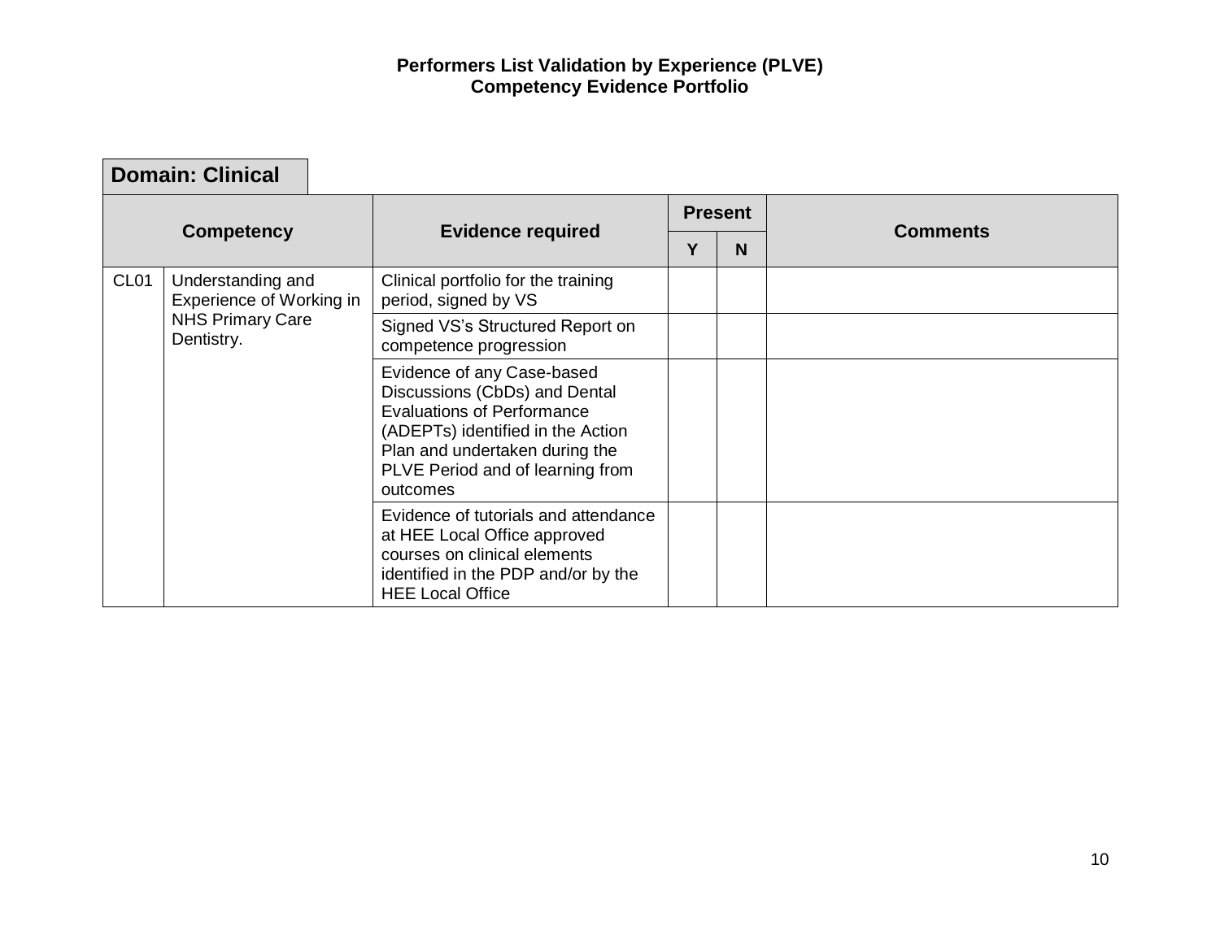**Performers List Validation by Experience (PLVE)**
**Competency Evidence Portfolio**

## Domain: Clinical

| Competency | | Evidence required | Present | | Comments |
|---|---|---|---|---|---|
| | | | Y | N | |
| CL01 | Understanding and Experience of Working in NHS Primary Care Dentistry. | Clinical portfolio for the training period, signed by VS | | | |
| | | Signed VS's Structured Report on competence progression | | | |
| | | Evidence of any Case-based Discussions (CbDs) and Dental Evaluations of Performance (ADEPTs) identified in the Action Plan and undertaken during the PLVE Period and of learning from outcomes | | | |
| | | Evidence of tutorials and attendance at HEE Local Office approved courses on clinical elements identified in the PDP and/or by the HEE Local Office | | | |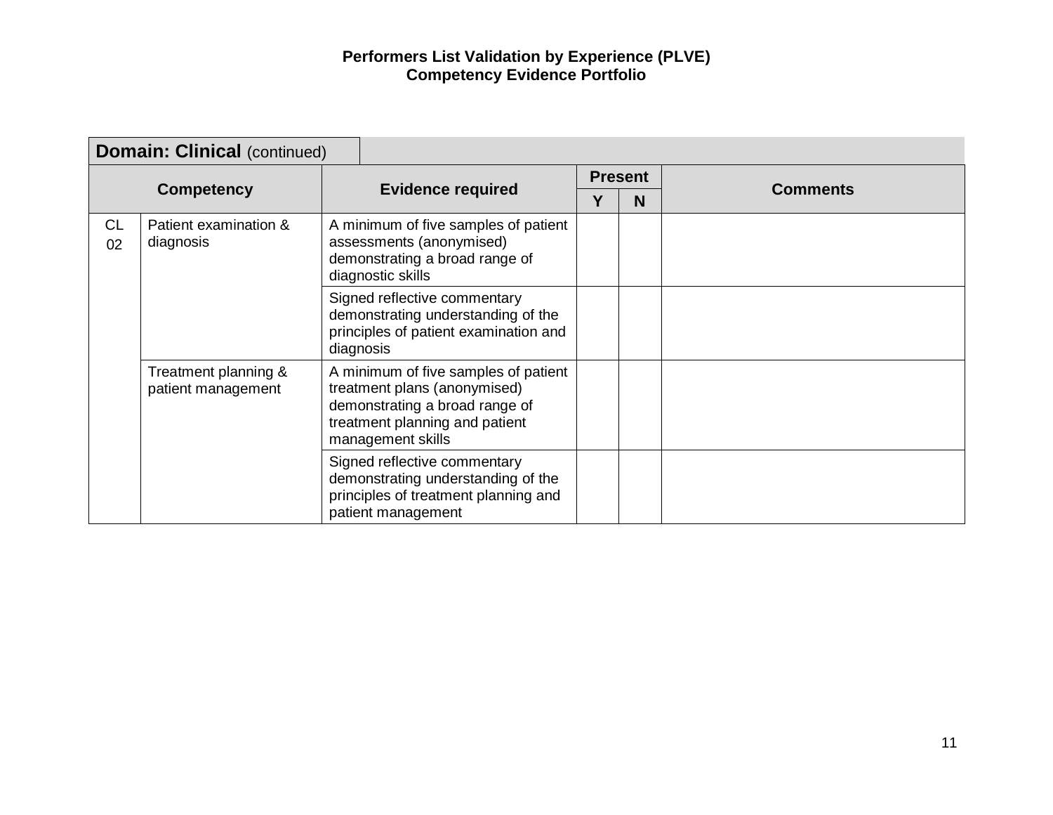**Performers List Validation by Experience (PLVE)**
**Competency Evidence Portfolio**

| **Domain: Clinical** (continued) | | | | | |
|---|---|---|---|---|---|
| **Competency** | | **Evidence required** | **Present** | | **Comments** |
| | | | **Y** | **N** | |
| CL 02 | Patient examination & diagnosis | A minimum of five samples of patient assessments (anonymised) demonstrating a broad range of diagnostic skills | | | |
| | | Signed reflective commentary demonstrating understanding of the principles of patient examination and diagnosis | | | |
| | Treatment planning & patient management | A minimum of five samples of patient treatment plans (anonymised) demonstrating a broad range of treatment planning and patient management skills | | | |
| | | Signed reflective commentary demonstrating understanding of the principles of treatment planning and patient management | | | |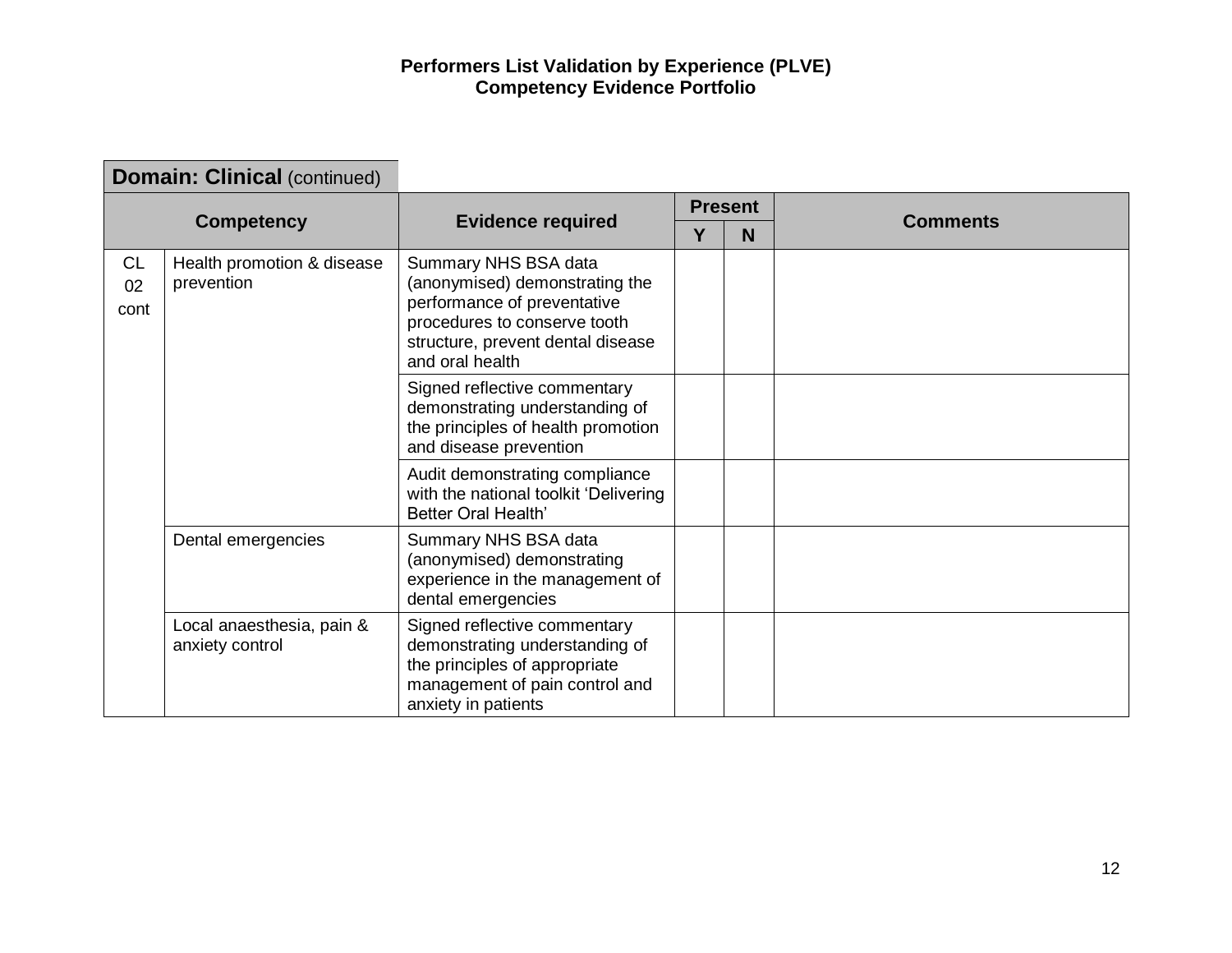**Performers List Validation by Experience (PLVE)**
**Competency Evidence Portfolio**

| **Domain: Clinical** (continued) | | | | | |
|---|---|---|---|---|---|
| **Competency** | | **Evidence required** | **Present** | | **Comments** |
| | | | **Y** | **N** | |
| CL 02 cont | Health promotion & disease prevention | Summary NHS BSA data (anonymised) demonstrating the performance of preventative procedures to conserve tooth structure, prevent dental disease and oral health | | | |
| | | Signed reflective commentary demonstrating understanding of the principles of health promotion and disease prevention | | | |
| | | Audit demonstrating compliance with the national toolkit 'Delivering Better Oral Health' | | | |
| | Dental emergencies | Summary NHS BSA data (anonymised) demonstrating experience in the management of dental emergencies | | | |
| | Local anaesthesia, pain & anxiety control | Signed reflective commentary demonstrating understanding of the principles of appropriate management of pain control and anxiety in patients | | | |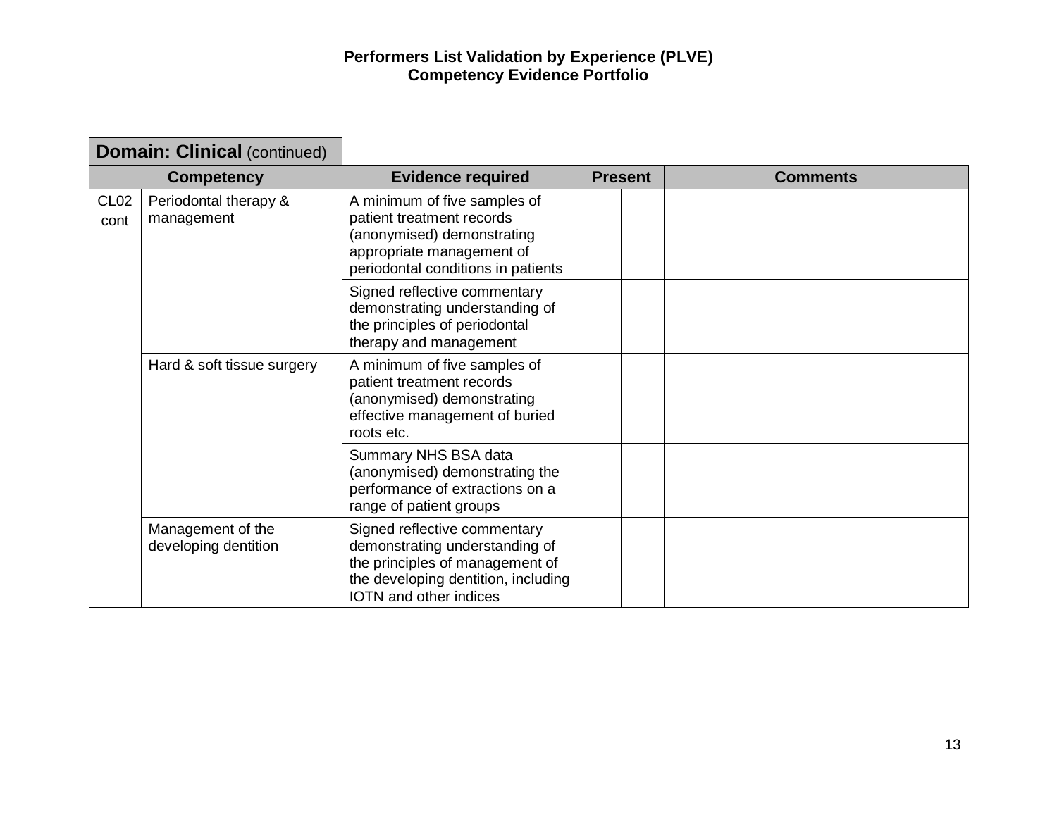## Performers List Validation by Experience (PLVE)
## Competency Evidence Portfolio

| **Domain: Clinical** (continued) | | | | | |
|---|---|---|---|---|---|
| **Competency** | | **Evidence required** | **Present** | | **Comments** |
| CL02 cont | Periodontal therapy & management | A minimum of five samples of patient treatment records (anonymised) demonstrating appropriate management of periodontal conditions in patients | | | |
| | | Signed reflective commentary demonstrating understanding of the principles of periodontal therapy and management | | | |
| | Hard & soft tissue surgery | A minimum of five samples of patient treatment records (anonymised) demonstrating effective management of buried roots etc. | | | |
| | | Summary NHS BSA data (anonymised) demonstrating the performance of extractions on a range of patient groups | | | |
| | Management of the developing dentition | Signed reflective commentary demonstrating understanding of the principles of management of the developing dentition, including IOTN and other indices | | | |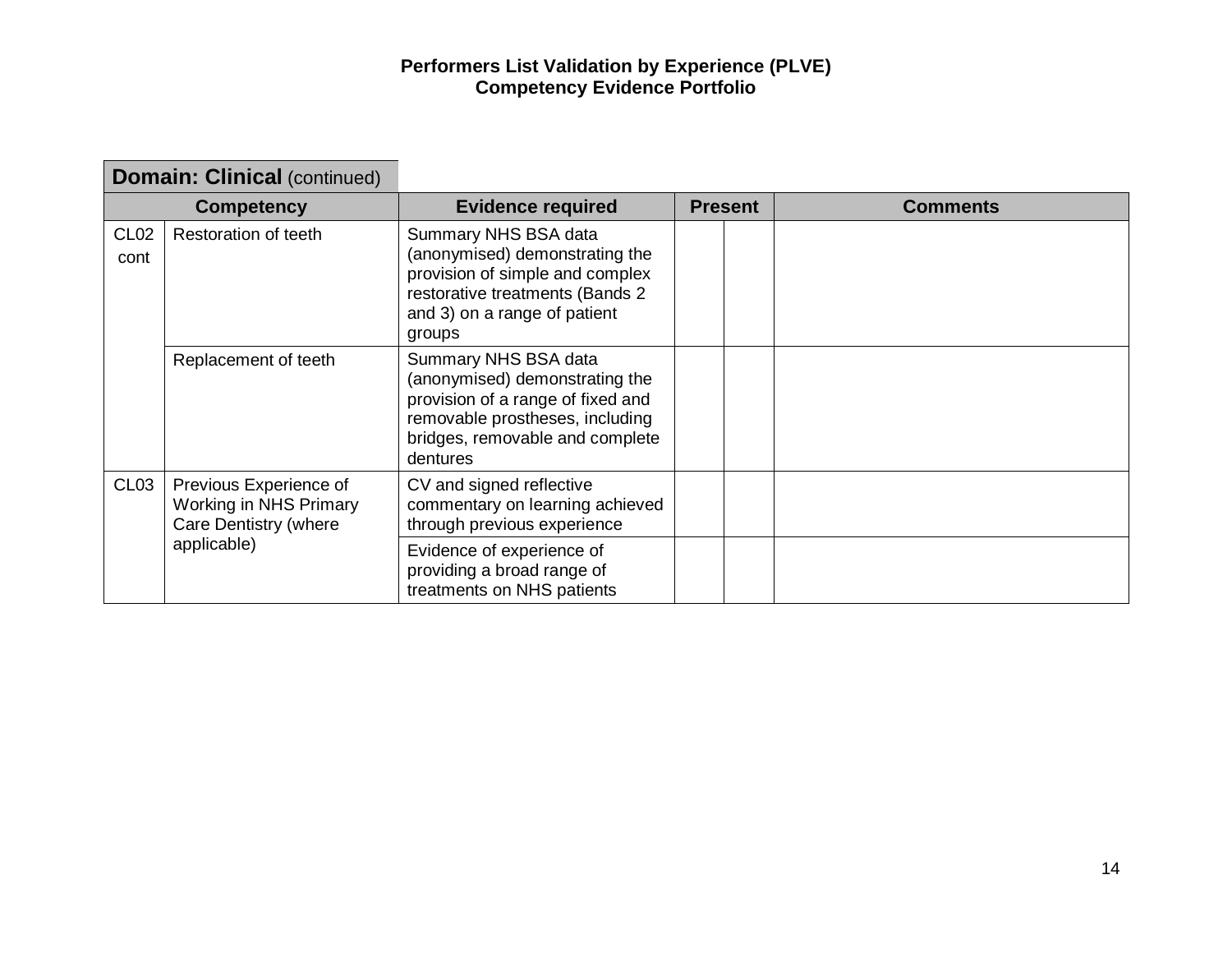**Performers List Validation by Experience (PLVE)**
**Competency Evidence Portfolio**

| **Domain: Clinical** (continued) | | | | | |
|---|---|---|---|---|---|
| **Competency** | | **Evidence required** | **Present** | | **Comments** |
| CL02 cont | Restoration of teeth | Summary NHS BSA data (anonymised) demonstrating the provision of simple and complex restorative treatments (Bands 2 and 3) on a range of patient groups | | | |
| | Replacement of teeth | Summary NHS BSA data (anonymised) demonstrating the provision of a range of fixed and removable prostheses, including bridges, removable and complete dentures | | | |
| CL03 | Previous Experience of Working in NHS Primary Care Dentistry (where applicable) | CV and signed reflective commentary on learning achieved through previous experience | | | |
| | | Evidence of experience of providing a broad range of treatments on NHS patients | | | |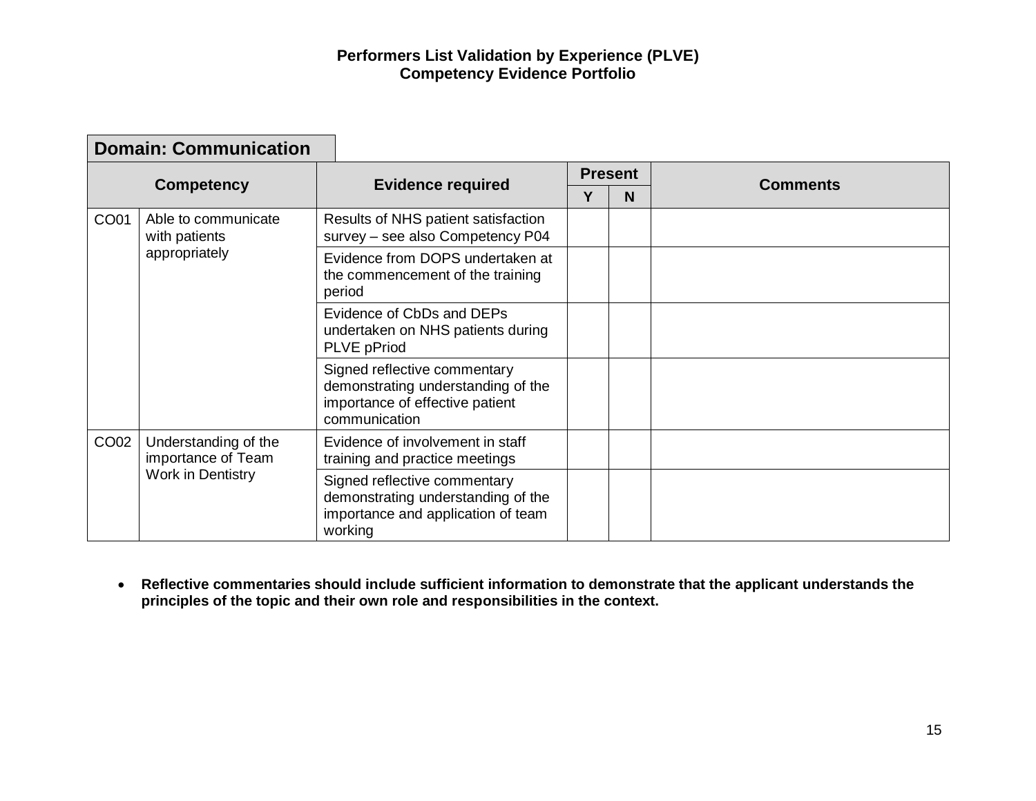**Performers List Validation by Experience (PLVE)**
**Competency Evidence Portfolio**

## Domain: Communication

| Competency | | Evidence required | Present | | Comments |
|---|---|---|---|---|---|
| | | | Y | N | |
| CO01 | Able to communicate with patients appropriately | Results of NHS patient satisfaction survey – see also Competency P04 | | | |
| | | Evidence from DOPS undertaken at the commencement of the training period | | | |
| | | Evidence of CbDs and DEPs undertaken on NHS patients during PLVE pPriod | | | |
| | | Signed reflective commentary demonstrating understanding of the importance of effective patient communication | | | |
| CO02 | Understanding of the importance of Team Work in Dentistry | Evidence of involvement in staff training and practice meetings | | | |
| | | Signed reflective commentary demonstrating understanding of the importance and application of team working | | | |

- **Reflective commentaries should include sufficient information to demonstrate that the applicant understands the principles of the topic and their own role and responsibilities in the context.**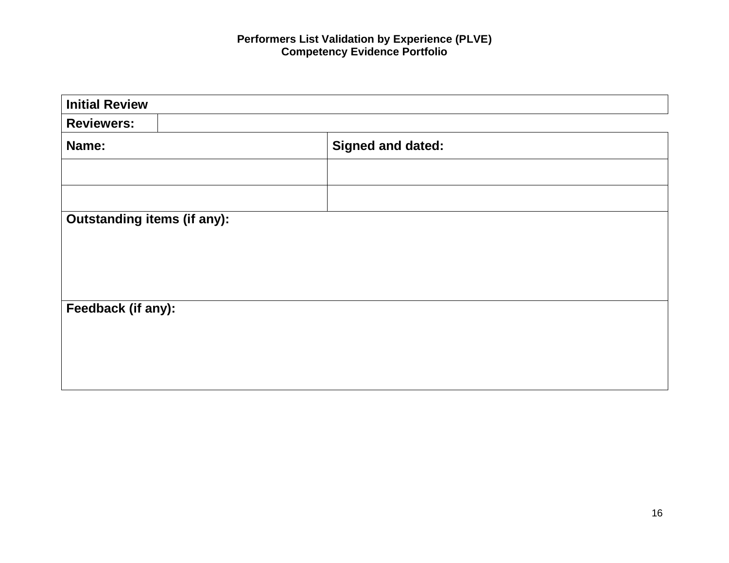**Performers List Validation by Experience (PLVE)**
**Competency Evidence Portfolio**

| **Initial Review** | |
|---|---|
| **Reviewers:** | |
| **Name:** | **Signed and dated:** |
| | |
| | |
| **Outstanding items (if any):** | |
| **Feedback (if any):** | |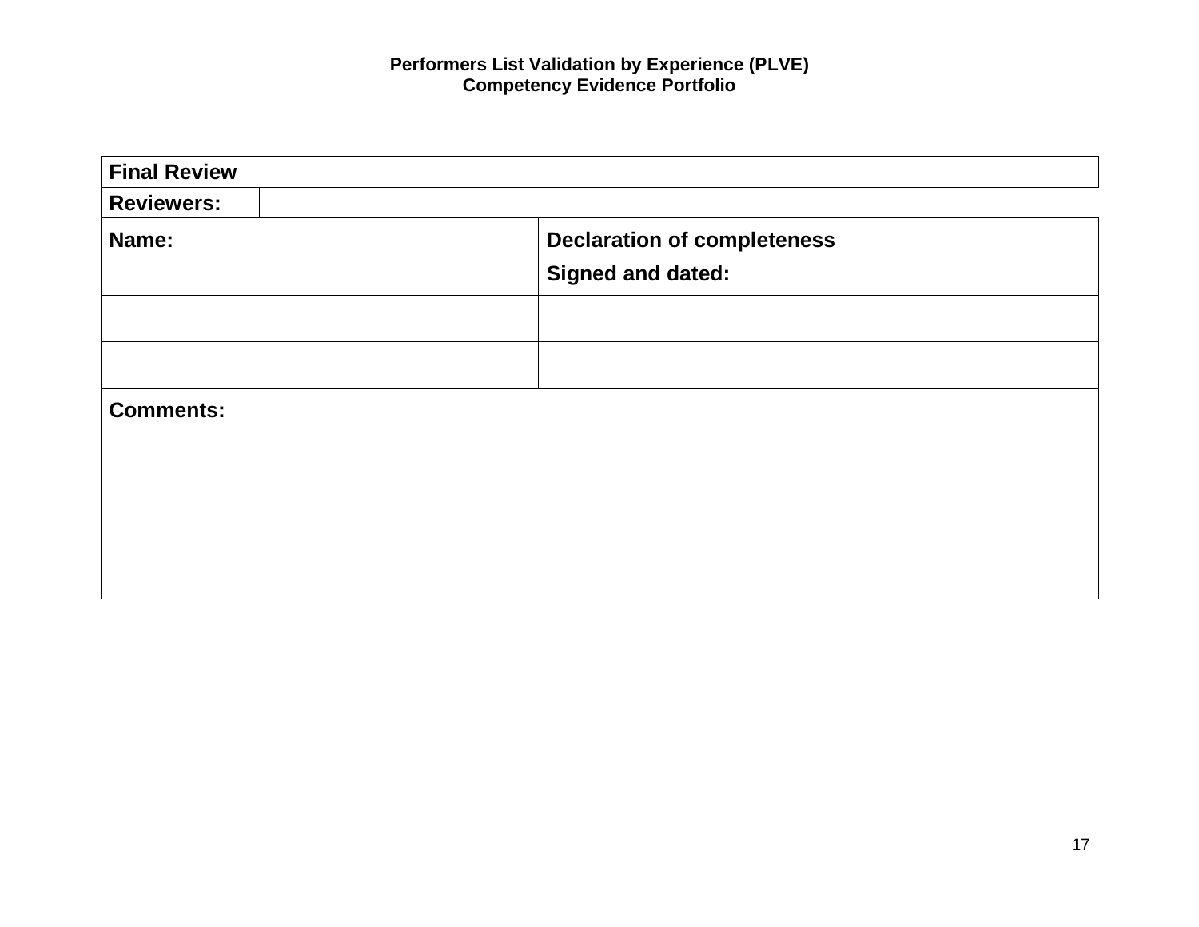**Performers List Validation by Experience (PLVE)**
**Competency Evidence Portfolio**

| | |
|---|---|
| **Final Review** | |
| **Reviewers:** | |
| **Name:** | **Declaration of completeness**<br>**Signed and dated:** |
| | |
| | |
| **Comments:** | |